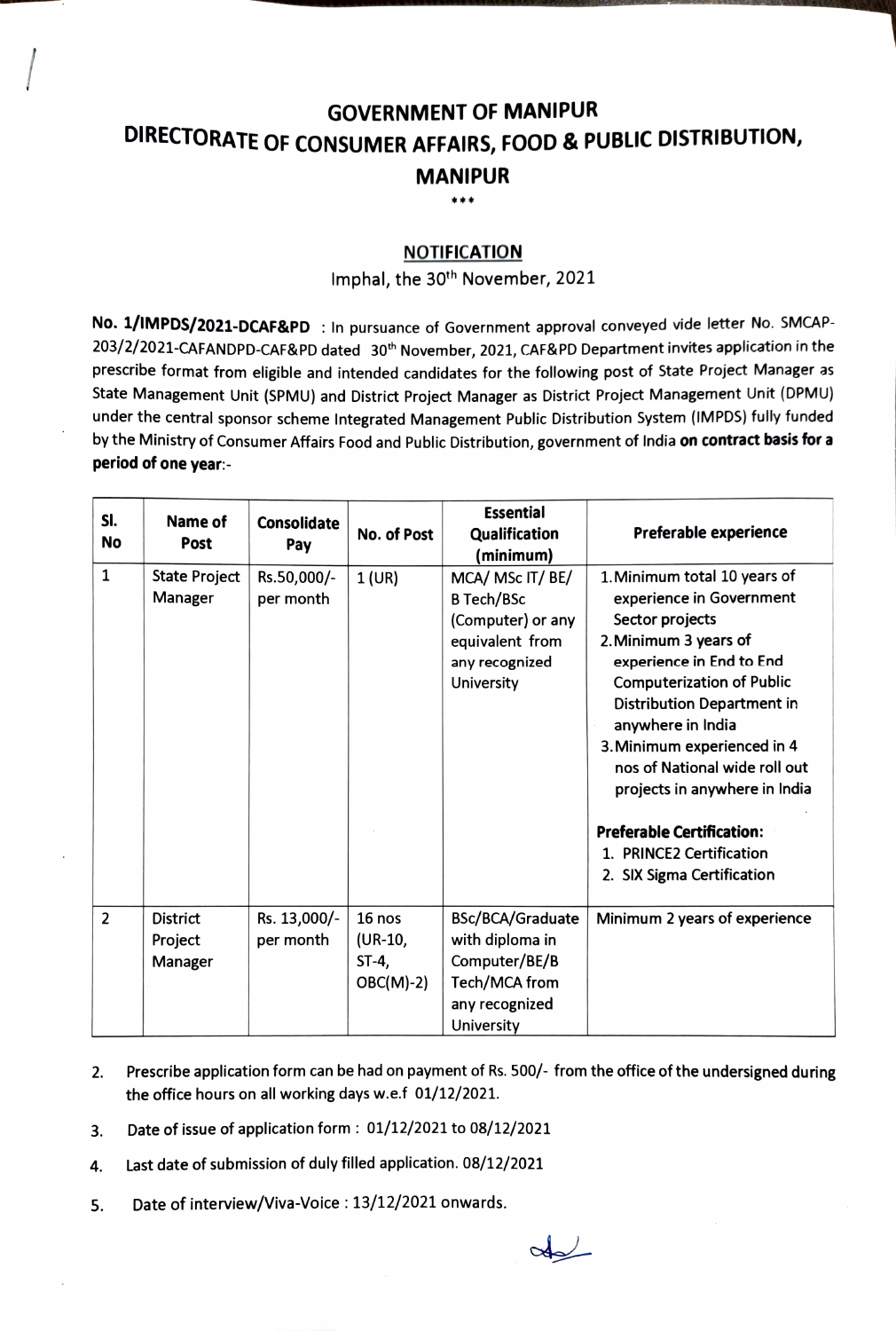# GOVERNMENT OF MANIPUR

# DIRECTORATE OF CONSUMER AFFAIRS, FOOD & PUBLIC DISTRIBUTION, MANIPUR

\*\*\*

## NOTIFICATION

Imphal, the 30th November, 2021

**No. 1/IMPDS/2021-DCAF&PD** : In pursuance of Government approval conveyed vide letter No. SMCAP-203/2/2021-CAFANDPD-CAF&PD dated 30th November, 2021, CAF&PD Department invites application in the prescribe format from eligible and intended candidates for the following post of State Project Manager as State Management Unit (SPMU) and District Project Manager as District Project Management Unit (DPMU) under the central sponsor scheme Integrated Management Public Distribution System (IMPDS) fully funded by the Ministry of Consumer Affairs Food and Public Distribution, government of India **on contract basis for a period of one year**:-

| Sl. No | Name of Post | Consolidate Pay | No. of Post | Essential Qualification (minimum) | Preferable experience |
|---|---|---|---|---|---|
| 1 | State Project Manager | Rs.50,000/- per month | 1 (UR) | MCA/ MSc IT/ BE/ B Tech/BSc (Computer) or any equivalent from any recognized University | 1. Minimum total 10 years of experience in Government Sector projects<br>2. Minimum 3 years of experience in End to End Computerization of Public Distribution Department in anywhere in India<br>3. Minimum experienced in 4 nos of National wide roll out projects in anywhere in India<br><br>**Preferable Certification:**<br>1. PRINCE2 Certification<br>2. SIX Sigma Certification |
| 2 | District Project Manager | Rs. 13,000/- per month | 16 nos (UR-10, ST-4, OBC(M)-2) | BSc/BCA/Graduate with diploma in Computer/BE/B Tech/MCA from any recognized University | Minimum 2 years of experience |

2. Prescribe application form can be had on payment of Rs. 500/- from the office of the undersigned during the office hours on all working days w.e.f 01/12/2021.
3. Date of issue of application form : 01/12/2021 to 08/12/2021
4. Last date of submission of duly filled application. 08/12/2021
5. Date of interview/Viva-Voice : 13/12/2021 onwards.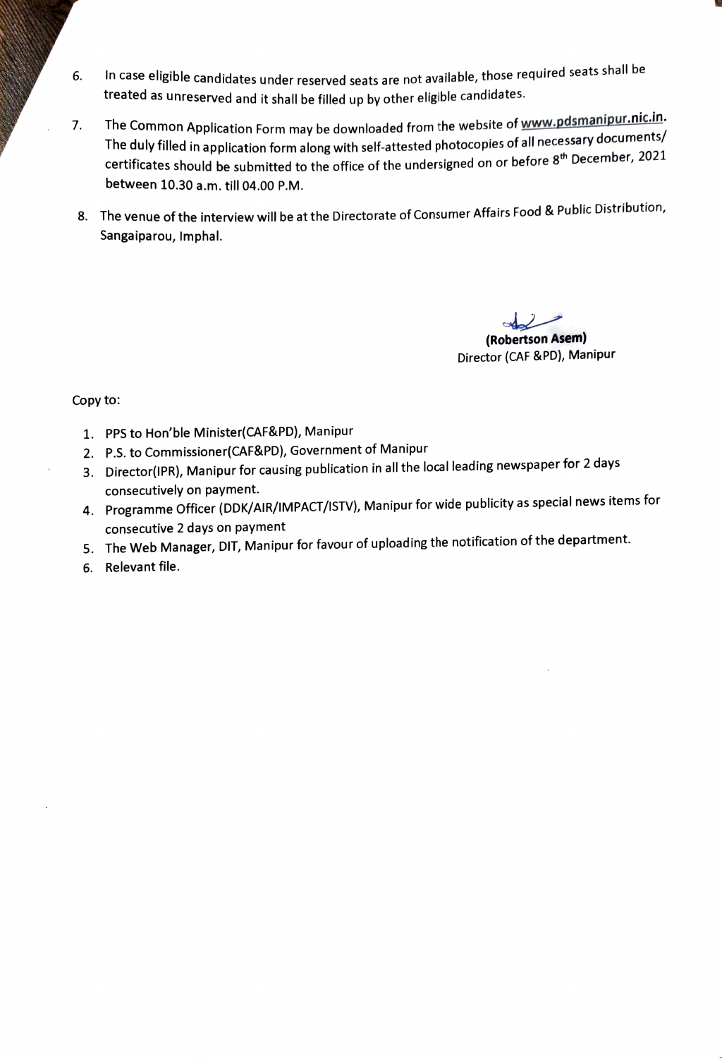6. In case eligible candidates under reserved seats are not available, those required seats shall be treated as unreserved and it shall be filled up by other eligible candidates.

7. The Common Application Form may be downloaded from the website of www.pdsmanipur.nic.in. The duly filled in application form along with self-attested photocopies of all necessary documents/ certificates should be submitted to the office of the undersigned on or before 8th December, 2021 between 10.30 a.m. till 04.00 P.M.

8. The venue of the interview will be at the Directorate of Consumer Affairs Food & Public Distribution, Sangaiparou, Imphal.

**(Robertson Asem)**
Director (CAF &PD), Manipur

Copy to:

1. PPS to Hon'ble Minister(CAF&PD), Manipur
2. P.S. to Commissioner(CAF&PD), Government of Manipur
3. Director(IPR), Manipur for causing publication in all the local leading newspaper for 2 days consecutively on payment.
4. Programme Officer (DDK/AIR/IMPACT/ISTV), Manipur for wide publicity as special news items for consecutive 2 days on payment
5. The Web Manager, DIT, Manipur for favour of uploading the notification of the department.
6. Relevant file.